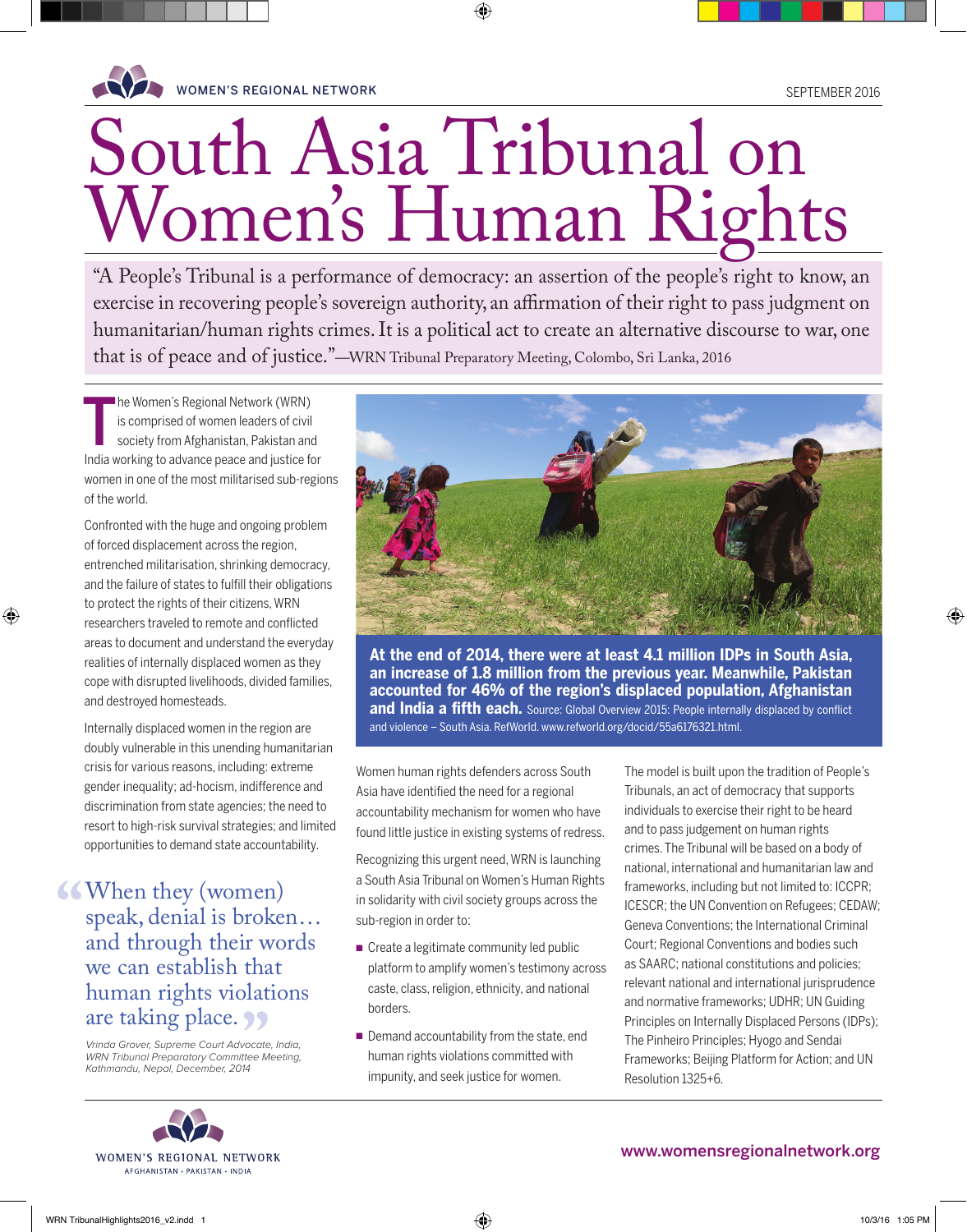WOMEN'S REGIONAL NETWORK

SEPTEMBER 2016

# South Asia Tribunal on Women's Human Rights

"A People's Tribunal is a performance of democracy: an assertion of the people's right to know, an exercise in recovering people's sovereign authority, an affirmation of their right to pass judgment on humanitarian/human rights crimes. It is a political act to create an alternative discourse to war, one that is of peace and of justice."—WRN Tribunal Preparatory Meeting, Colombo, Sri Lanka, 2016

The Women's Regional Network (WRN) is comprised of women leaders of civil society from Afghanistan, Pakistan and India working to advance peace and justice for women in one of the most militarised sub-regions of the world.

Confronted with the huge and ongoing problem of forced displacement across the region, entrenched militarisation, shrinking democracy, and the failure of states to fulfill their obligations to protect the rights of their citizens, WRN researchers traveled to remote and conflicted areas to document and understand the everyday realities of internally displaced women as they cope with disrupted livelihoods, divided families, and destroyed homesteads.

Internally displaced women in the region are doubly vulnerable in this unending humanitarian crisis for various reasons, including: extreme gender inequality; ad-hocism, indifference and discrimination from state agencies; the need to resort to high-risk survival strategies; and limited opportunities to demand state accountability.

> "When they (women) speak, denial is broken… and through their words we can establish that human rights violations are taking place."
>
> *Vrinda Grover, Supreme Court Advocate, India, WRN Tribunal Preparatory Committee Meeting, Kathmandu, Nepal, December, 2014*

**At the end of 2014, there were at least 4.1 million IDPs in South Asia, an increase of 1.8 million from the previous year. Meanwhile, Pakistan accounted for 46% of the region's displaced population, Afghanistan and India a fifth each.** Source: Global Overview 2015: People internally displaced by conflict and violence – South Asia. RefWorld. www.refworld.org/docid/55a6176321.html.

Women human rights defenders across South Asia have identified the need for a regional accountability mechanism for women who have found little justice in existing systems of redress.

Recognizing this urgent need, WRN is launching a South Asia Tribunal on Women's Human Rights in solidarity with civil society groups across the sub-region in order to:

- Create a legitimate community led public platform to amplify women's testimony across caste, class, religion, ethnicity, and national borders.
- Demand accountability from the state, end human rights violations committed with impunity, and seek justice for women.

The model is built upon the tradition of People's Tribunals, an act of democracy that supports individuals to exercise their right to be heard and to pass judgement on human rights crimes. The Tribunal will be based on a body of national, international and humanitarian law and frameworks, including but not limited to: ICCPR; ICESCR; the UN Convention on Refugees; CEDAW; Geneva Conventions; the International Criminal Court; Regional Conventions and bodies such as SAARC; national constitutions and policies; relevant national and international jurisprudence and normative frameworks; UDHR; UN Guiding Principles on Internally Displaced Persons (IDPs); The Pinheiro Principles; Hyogo and Sendai Frameworks; Beijing Platform for Action; and UN Resolution 1325+6.

WOMEN'S REGIONAL NETWORK
AFGHANISTAN · PAKISTAN · INDIA

www.womensregionalnetwork.org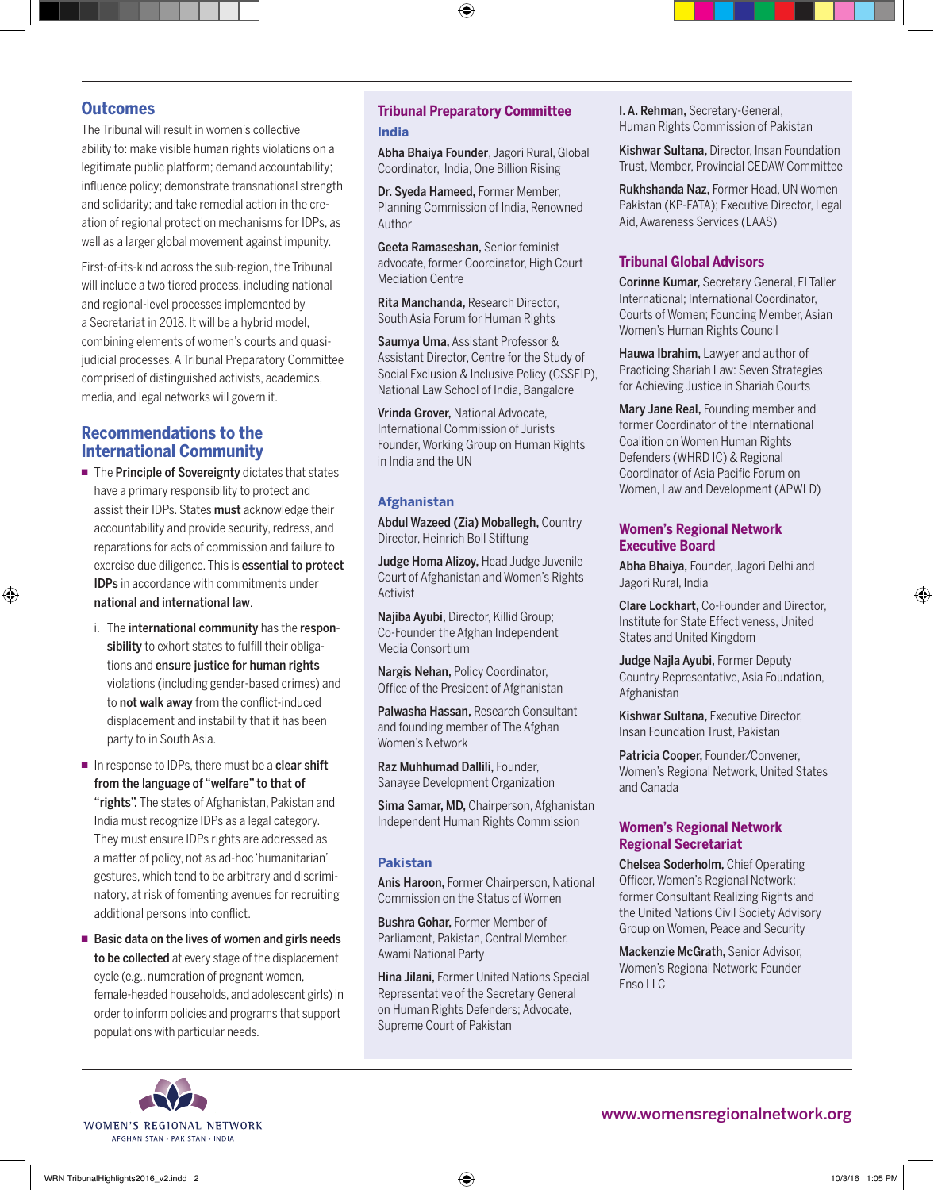## Outcomes

The Tribunal will result in women's collective ability to: make visible human rights violations on a legitimate public platform; demand accountability; influence policy; demonstrate transnational strength and solidarity; and take remedial action in the creation of regional protection mechanisms for IDPs, as well as a larger global movement against impunity.

First-of-its-kind across the sub-region, the Tribunal will include a two tiered process, including national and regional-level processes implemented by a Secretariat in 2018. It will be a hybrid model, combining elements of women's courts and quasi-judicial processes. A Tribunal Preparatory Committee comprised of distinguished activists, academics, media, and legal networks will govern it.

## Recommendations to the International Community

- The **Principle of Sovereignty** dictates that states have a primary responsibility to protect and assist their IDPs. States **must** acknowledge their accountability and provide security, redress, and reparations for acts of commission and failure to exercise due diligence. This is **essential to protect IDPs** in accordance with commitments under **national and international law**.
    i. The **international community** has the **responsibility** to exhort states to fulfill their obligations and **ensure justice for human rights** violations (including gender-based crimes) and to **not walk away** from the conflict-induced displacement and instability that it has been party to in South Asia.
- In response to IDPs, there must be a **clear shift from the language of "welfare" to that of "rights".** The states of Afghanistan, Pakistan and India must recognize IDPs as a legal category. They must ensure IDPs rights are addressed as a matter of policy, not as ad-hoc 'humanitarian' gestures, which tend to be arbitrary and discriminatory, at risk of fomenting avenues for recruiting additional persons into conflict.
- **Basic data on the lives of women and girls needs to be collected** at every stage of the displacement cycle (e.g., numeration of pregnant women, female-headed households, and adolescent girls) in order to inform policies and programs that support populations with particular needs.

## Tribunal Preparatory Committee

### India

**Abha Bhaiya Founder**, Jagori Rural, Global Coordinator, India, One Billion Rising

**Dr. Syeda Hameed,** Former Member, Planning Commission of India, Renowned Author

**Geeta Ramaseshan,** Senior feminist advocate, former Coordinator, High Court Mediation Centre

**Rita Manchanda,** Research Director, South Asia Forum for Human Rights

**Saumya Uma,** Assistant Professor & Assistant Director, Centre for the Study of Social Exclusion & Inclusive Policy (CSSEIP), National Law School of India, Bangalore

**Vrinda Grover,** National Advocate, International Commission of Jurists Founder, Working Group on Human Rights in India and the UN

### Afghanistan

**Abdul Wazeed (Zia) Moballegh,** Country Director, Heinrich Boll Stiftung

**Judge Homa Alizoy,** Head Judge Juvenile Court of Afghanistan and Women's Rights Activist

**Najiba Ayubi,** Director, Killid Group; Co-Founder the Afghan Independent Media Consortium

**Nargis Nehan,** Policy Coordinator, Office of the President of Afghanistan

**Palwasha Hassan,** Research Consultant and founding member of The Afghan Women's Network

**Raz Muhhumad Dallili,** Founder, Sanayee Development Organization

**Sima Samar, MD,** Chairperson, Afghanistan Independent Human Rights Commission

### Pakistan

**Anis Haroon,** Former Chairperson, National Commission on the Status of Women

**Bushra Gohar,** Former Member of Parliament, Pakistan, Central Member, Awami National Party

**Hina Jilani,** Former United Nations Special Representative of the Secretary General on Human Rights Defenders; Advocate, Supreme Court of Pakistan

**I. A. Rehman,** Secretary-General, Human Rights Commission of Pakistan

**Kishwar Sultana,** Director, Insan Foundation Trust, Member, Provincial CEDAW Committee

**Rukhshanda Naz,** Former Head, UN Women Pakistan (KP-FATA); Executive Director, Legal Aid, Awareness Services (LAAS)

## Tribunal Global Advisors

**Corinne Kumar,** Secretary General, El Taller International; International Coordinator, Courts of Women; Founding Member, Asian Women's Human Rights Council

**Hauwa Ibrahim,** Lawyer and author of Practicing Shariah Law: Seven Strategies for Achieving Justice in Shariah Courts

**Mary Jane Real,** Founding member and former Coordinator of the International Coalition on Women Human Rights Defenders (WHRD IC) & Regional Coordinator of Asia Pacific Forum on Women, Law and Development (APWLD)

## Women's Regional Network Executive Board

**Abha Bhaiya,** Founder, Jagori Delhi and Jagori Rural, India

**Clare Lockhart,** Co-Founder and Director, Institute for State Effectiveness, United States and United Kingdom

**Judge Najla Ayubi,** Former Deputy Country Representative, Asia Foundation, Afghanistan

**Kishwar Sultana,** Executive Director, Insan Foundation Trust, Pakistan

**Patricia Cooper,** Founder/Convener, Women's Regional Network, United States and Canada

## Women's Regional Network Regional Secretariat

**Chelsea Soderholm,** Chief Operating Officer, Women's Regional Network; former Consultant Realizing Rights and the United Nations Civil Society Advisory Group on Women, Peace and Security

**Mackenzie McGrath,** Senior Advisor, Women's Regional Network; Founder Enso LLC

WOMEN'S REGIONAL NETWORK
AFGHANISTAN · PAKISTAN · INDIA

www.womensregionalnetwork.org